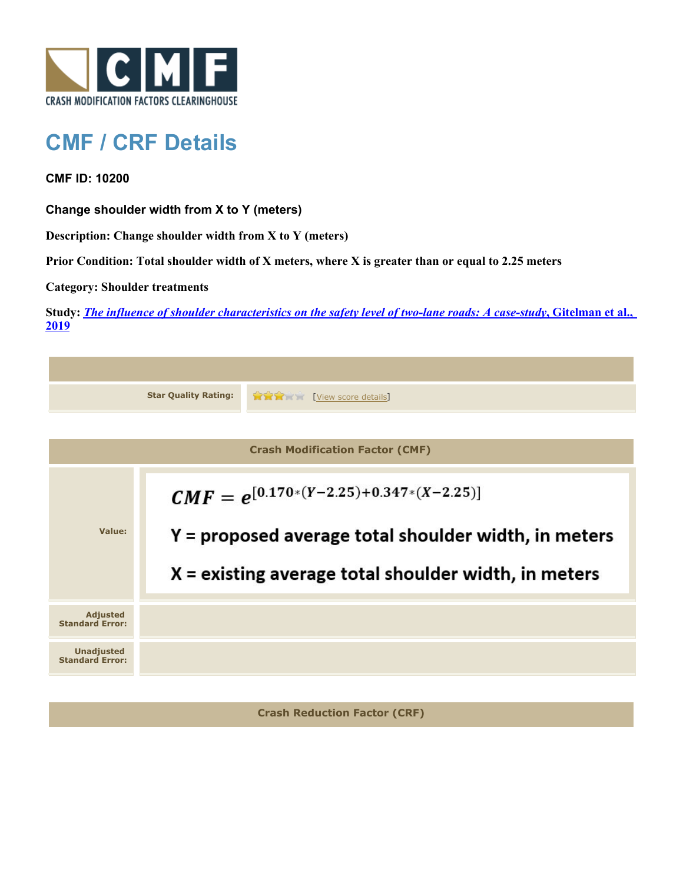# CMF / CRF Details

**CMF ID: 10200**

**Change shoulder width from X to Y (meters)**

**Description: Change shoulder width from X to Y (meters)**

**Prior Condition: Total shoulder width of X meters, where X is greater than or equal to 2.25 meters**

**Category: Shoulder treatments**

**Study: *The influence of shoulder characteristics on the safety level of two-lane roads: A case-study*, Gitelman et al., 2019**

| | |
|---|---|
| **Star Quality Rating:** | ★★★☆☆ [View score details] |

| Crash Modification Factor (CMF) | |
|---|---|
| **Value:** | $$CMF = e^{[0.170*(Y-2.25)+0.347*(X-2.25)]}$$ Y = proposed average total shoulder width, in meters<br>X = existing average total shoulder width, in meters |
| **Adjusted Standard Error:** | |
| **Unadjusted Standard Error:** | |

| Crash Reduction Factor (CRF) |
|---|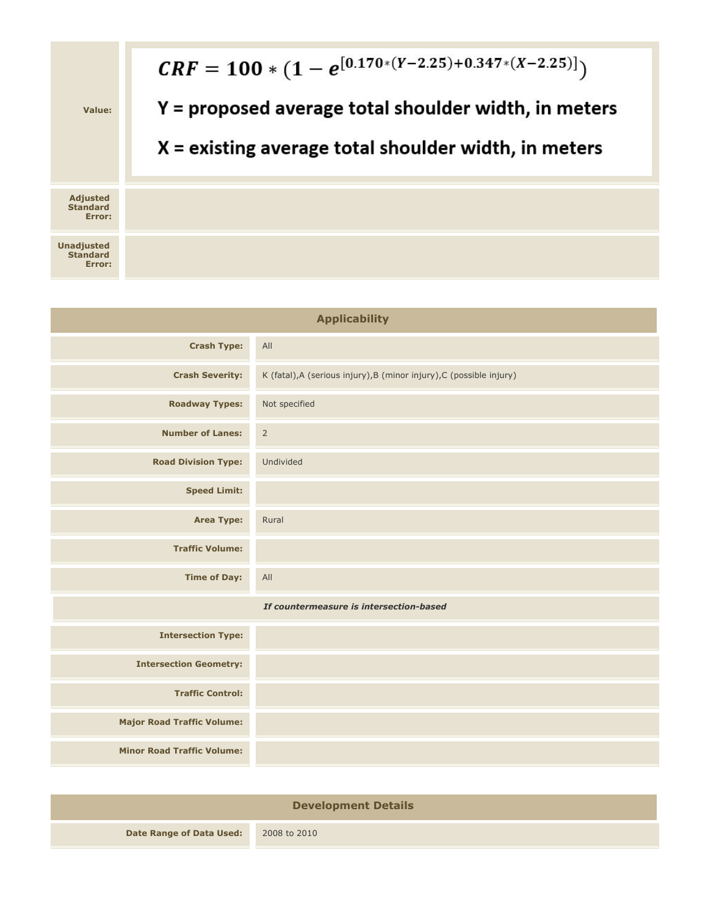| | |
|---|---|
| **Value:** | $$CRF = 100 * (1 - e^{[0.170*(Y-2.25)+0.347*(X-2.25)]})$$ Y = proposed average total shoulder width, in meters<br><br>X = existing average total shoulder width, in meters |
| **Adjusted Standard Error:** | |
| **Unadjusted Standard Error:** | |

| Applicability | |
|---|---|
| **Crash Type:** | All |
| **Crash Severity:** | K (fatal),A (serious injury),B (minor injury),C (possible injury) |
| **Roadway Types:** | Not specified |
| **Number of Lanes:** | 2 |
| **Road Division Type:** | Undivided |
| **Speed Limit:** | |
| **Area Type:** | Rural |
| **Traffic Volume:** | |
| **Time of Day:** | All |
| ***If countermeasure is intersection-based*** | |
| **Intersection Type:** | |
| **Intersection Geometry:** | |
| **Traffic Control:** | |
| **Major Road Traffic Volume:** | |
| **Minor Road Traffic Volume:** | |

| Development Details | |
|---|---|
| **Date Range of Data Used:** | 2008 to 2010 |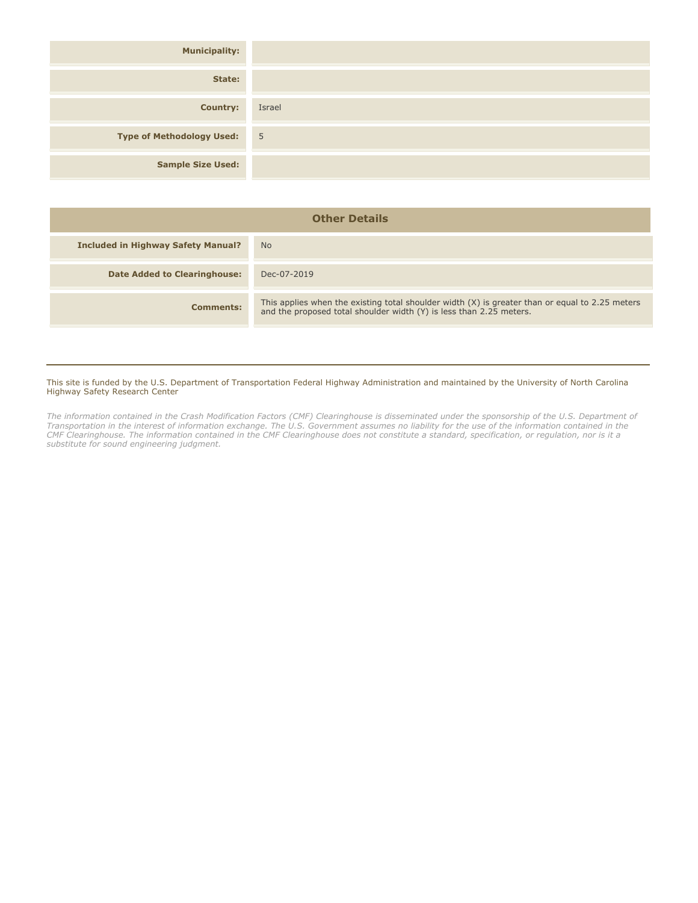| | |
|---|---|
| **Municipality:** | |
| **State:** | |
| **Country:** | Israel |
| **Type of Methodology Used:** | 5 |
| **Sample Size Used:** | |

## Other Details

| | |
|---|---|
| **Included in Highway Safety Manual?** | No |
| **Date Added to Clearinghouse:** | Dec-07-2019 |
| **Comments:** | This applies when the existing total shoulder width (X) is greater than or equal to 2.25 meters and the proposed total shoulder width (Y) is less than 2.25 meters. |

---

This site is funded by the U.S. Department of Transportation Federal Highway Administration and maintained by the University of North Carolina Highway Safety Research Center

*The information contained in the Crash Modification Factors (CMF) Clearinghouse is disseminated under the sponsorship of the U.S. Department of Transportation in the interest of information exchange. The U.S. Government assumes no liability for the use of the information contained in the CMF Clearinghouse. The information contained in the CMF Clearinghouse does not constitute a standard, specification, or regulation, nor is it a substitute for sound engineering judgment.*